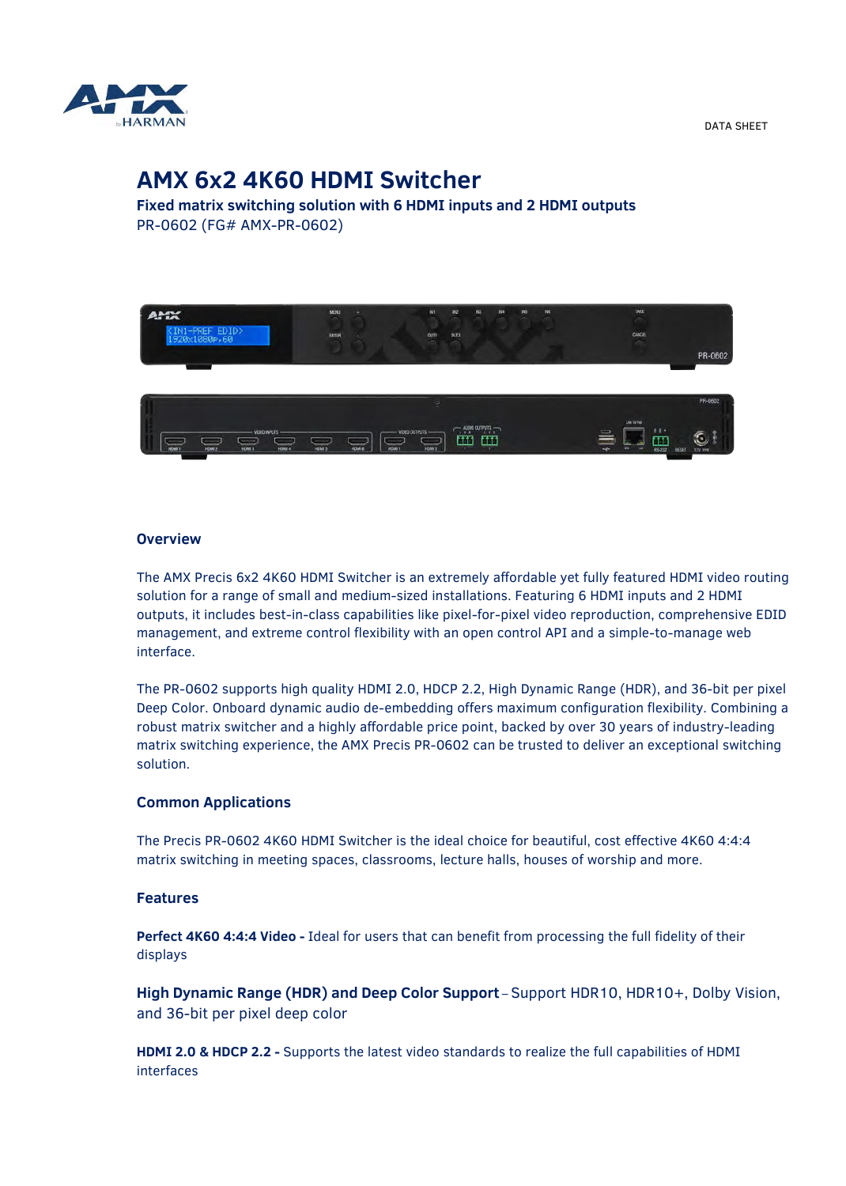DATA SHEET

# AMX 6x2 4K60 HDMI Switcher

**Fixed matrix switching solution with 6 HDMI inputs and 2 HDMI outputs**

PR-0602 (FG# AMX-PR-0602)

## Overview

The AMX Precis 6x2 4K60 HDMI Switcher is an extremely affordable yet fully featured HDMI video routing solution for a range of small and medium-sized installations. Featuring 6 HDMI inputs and 2 HDMI outputs, it includes best-in-class capabilities like pixel-for-pixel video reproduction, comprehensive EDID management, and extreme control flexibility with an open control API and a simple-to-manage web interface.

The PR-0602 supports high quality HDMI 2.0, HDCP 2.2, High Dynamic Range (HDR), and 36-bit per pixel Deep Color. Onboard dynamic audio de-embedding offers maximum configuration flexibility. Combining a robust matrix switcher and a highly affordable price point, backed by over 30 years of industry-leading matrix switching experience, the AMX Precis PR-0602 can be trusted to deliver an exceptional switching solution.

## Common Applications

The Precis PR-0602 4K60 HDMI Switcher is the ideal choice for beautiful, cost effective 4K60 4:4:4 matrix switching in meeting spaces, classrooms, lecture halls, houses of worship and more.

## Features

**Perfect 4K60 4:4:4 Video -** Ideal for users that can benefit from processing the full fidelity of their displays

**High Dynamic Range (HDR) and Deep Color Support** – Support HDR10, HDR10+, Dolby Vision, and 36-bit per pixel deep color

**HDMI 2.0 & HDCP 2.2 -** Supports the latest video standards to realize the full capabilities of HDMI interfaces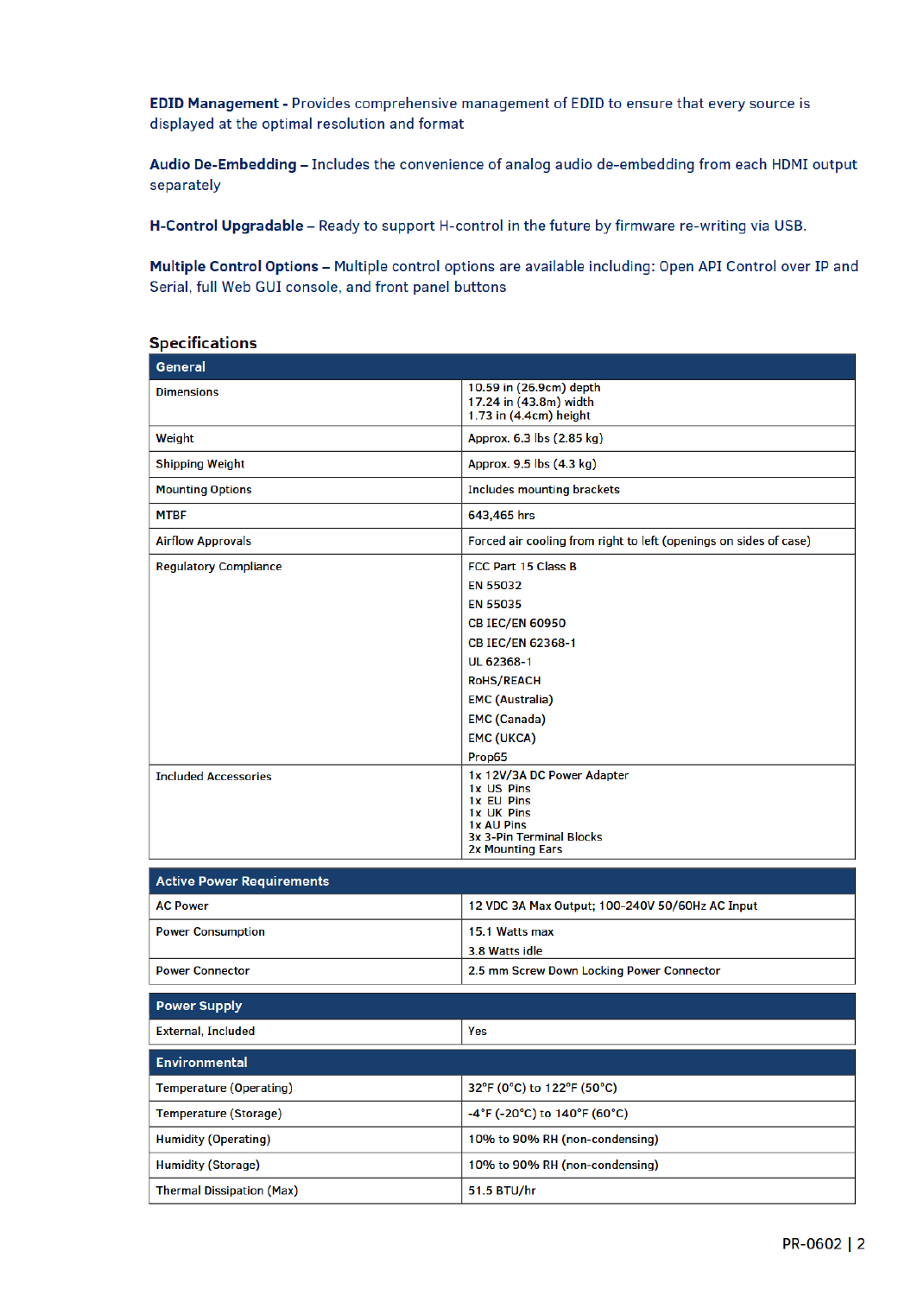**EDID Management -** Provides comprehensive management of EDID to ensure that every source is displayed at the optimal resolution and format

**Audio De-Embedding –** Includes the convenience of analog audio de-embedding from each HDMI output separately

**H-Control Upgradable –** Ready to support H-control in the future by firmware re-writing via USB.

**Multiple Control Options –** Multiple control options are available including: Open API Control over IP and Serial, full Web GUI console, and front panel buttons

## Specifications

| General | |
|---|---|
| Dimensions | 10.59 in (26.9cm) depth<br>17.24 in (43.8m) width<br>1.73 in (4.4cm) height |
| Weight | Approx. 6.3 lbs (2.85 kg) |
| Shipping Weight | Approx. 9.5 lbs (4.3 kg) |
| Mounting Options | Includes mounting brackets |
| MTBF | 643,465 hrs |
| Airflow Approvals | Forced air cooling from right to left (openings on sides of case) |
| Regulatory Compliance | FCC Part 15 Class B<br>EN 55032<br>EN 55035<br>CB IEC/EN 60950<br>CB IEC/EN 62368-1<br>UL 62368-1<br>RoHS/REACH<br>EMC (Australia)<br>EMC (Canada)<br>EMC (UKCA)<br>Prop65 |
| Included Accessories | 1x 12V/3A DC Power Adapter<br>1x US Pins<br>1x EU Pins<br>1x UK Pins<br>1x AU Pins<br>3x 3-Pin Terminal Blocks<br>2x Mounting Ears |

| Active Power Requirements | |
|---|---|
| AC Power | 12 VDC 3A Max Output; 100-240V 50/60Hz AC Input |
| Power Consumption | 15.1 Watts max<br>3.8 Watts idle |
| Power Connector | 2.5 mm Screw Down Locking Power Connector |

| Power Supply | |
|---|---|
| External, Included | Yes |

| Environmental | |
|---|---|
| Temperature (Operating) | 32°F (0°C) to 122°F (50°C) |
| Temperature (Storage) | -4°F (-20°C) to 140°F (60°C) |
| Humidity (Operating) | 10% to 90% RH (non-condensing) |
| Humidity (Storage) | 10% to 90% RH (non-condensing) |
| Thermal Dissipation (Max) | 51.5 BTU/hr |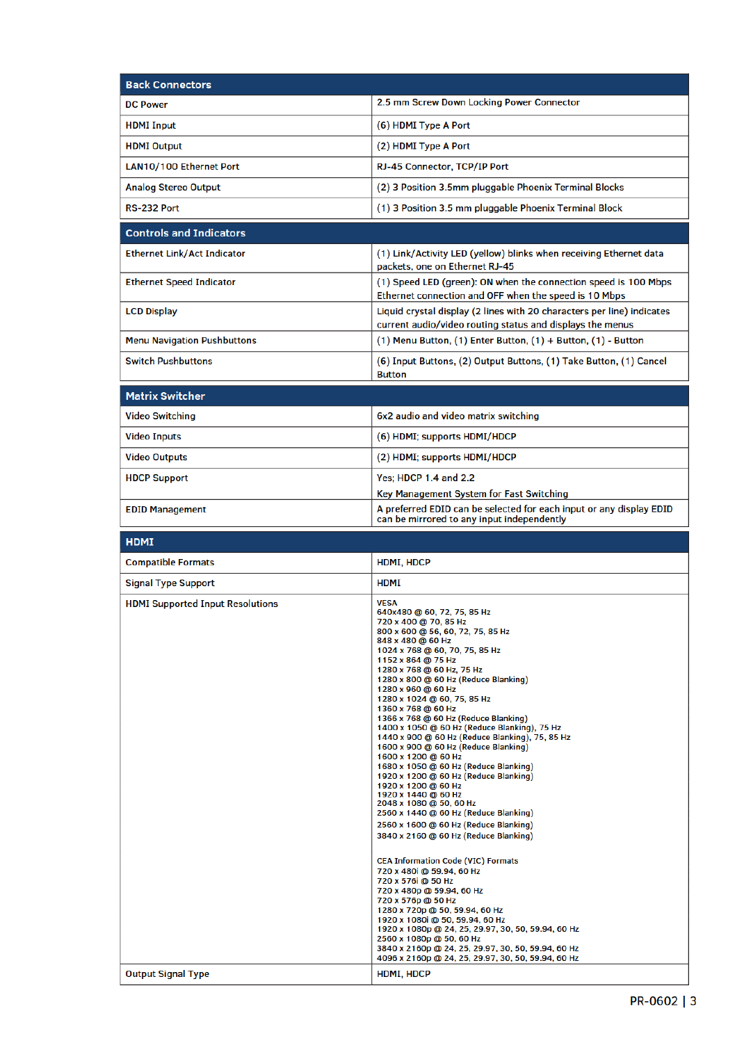| Back Connectors | |
|---|---|
| DC Power | 2.5 mm Screw Down Locking Power Connector |
| HDMI Input | (6) HDMI Type A Port |
| HDMI Output | (2) HDMI Type A Port |
| LAN10/100 Ethernet Port | RJ-45 Connector, TCP/IP Port |
| Analog Stereo Output | (2) 3 Position 3.5mm pluggable Phoenix Terminal Blocks |
| RS-232 Port | (1) 3 Position 3.5 mm pluggable Phoenix Terminal Block |

| Controls and Indicators | |
|---|---|
| Ethernet Link/Act Indicator | (1) Link/Activity LED (yellow) blinks when receiving Ethernet data packets, one on Ethernet RJ-45 |
| Ethernet Speed Indicator | (1) Speed LED (green): ON when the connection speed is 100 Mbps Ethernet connection and OFF when the speed is 10 Mbps |
| LCD Display | Liquid crystal display (2 lines with 20 characters per line) indicates current audio/video routing status and displays the menus |
| Menu Navigation Pushbuttons | (1) Menu Button, (1) Enter Button, (1) + Button, (1) - Button |
| Switch Pushbuttons | (6) Input Buttons, (2) Output Buttons, (1) Take Button, (1) Cancel Button |

| Matrix Switcher | |
|---|---|
| Video Switching | 6x2 audio and video matrix switching |
| Video Inputs | (6) HDMI; supports HDMI/HDCP |
| Video Outputs | (2) HDMI; supports HDMI/HDCP |
| HDCP Support | Yes; HDCP 1.4 and 2.2<br>Key Management System for Fast Switching |
| EDID Management | A preferred EDID can be selected for each input or any display EDID can be mirrored to any input independently |

| HDMI | |
|---|---|
| Compatible Formats | HDMI, HDCP |
| Signal Type Support | HDMI |
| HDMI Supported Input Resolutions | VESA<br>640x480 @ 60, 72, 75, 85 Hz<br>720 x 400 @ 70, 85 Hz<br>800 x 600 @ 56, 60, 72, 75, 85 Hz<br>848 x 480 @ 60 Hz<br>1024 x 768 @ 60, 70, 75, 85 Hz<br>1152 x 864 @ 75 Hz<br>1280 x 768 @ 60 Hz, 75 Hz<br>1280 x 800 @ 60 Hz (Reduce Blanking)<br>1280 x 960 @ 60 Hz<br>1280 x 1024 @ 60, 75, 85 Hz<br>1360 x 768 @ 60 Hz<br>1366 x 768 @ 60 Hz (Reduce Blanking)<br>1400 x 1050 @ 60 Hz (Reduce Blanking), 75 Hz<br>1440 x 900 @ 60 Hz (Reduce Blanking), 75, 85 Hz<br>1600 x 900 @ 60 Hz (Reduce Blanking)<br>1600 x 1200 @ 60 Hz<br>1680 x 1050 @ 60 Hz (Reduce Blanking)<br>1920 x 1200 @ 60 Hz (Reduce Blanking)<br>1920 x 1200 @ 60 Hz<br>1920 x 1440 @ 60 Hz<br>2048 x 1080 @ 50, 60 Hz<br>2560 x 1440 @ 60 Hz (Reduce Blanking)<br>2560 x 1600 @ 60 Hz (Reduce Blanking)<br>3840 x 2160 @ 60 Hz (Reduce Blanking)<br><br>CEA Information Code (VIC) Formats<br>720 x 480i @ 59.94, 60 Hz<br>720 x 576i @ 50 Hz<br>720 x 480p @ 59.94, 60 Hz<br>720 x 576p @ 50 Hz<br>1280 x 720p @ 50, 59.94, 60 Hz<br>1920 x 1080i @ 50, 59.94, 60 Hz<br>1920 x 1080p @ 24, 25, 29.97, 30, 50, 59.94, 60 Hz<br>2560 x 1080p @ 50, 60 Hz<br>3840 x 2160p @ 24, 25, 29.97, 30, 50, 59.94, 60 Hz<br>4096 x 2160p @ 24, 25, 29.97, 30, 50, 59.94, 60 Hz |
| Output Signal Type | HDMI, HDCP |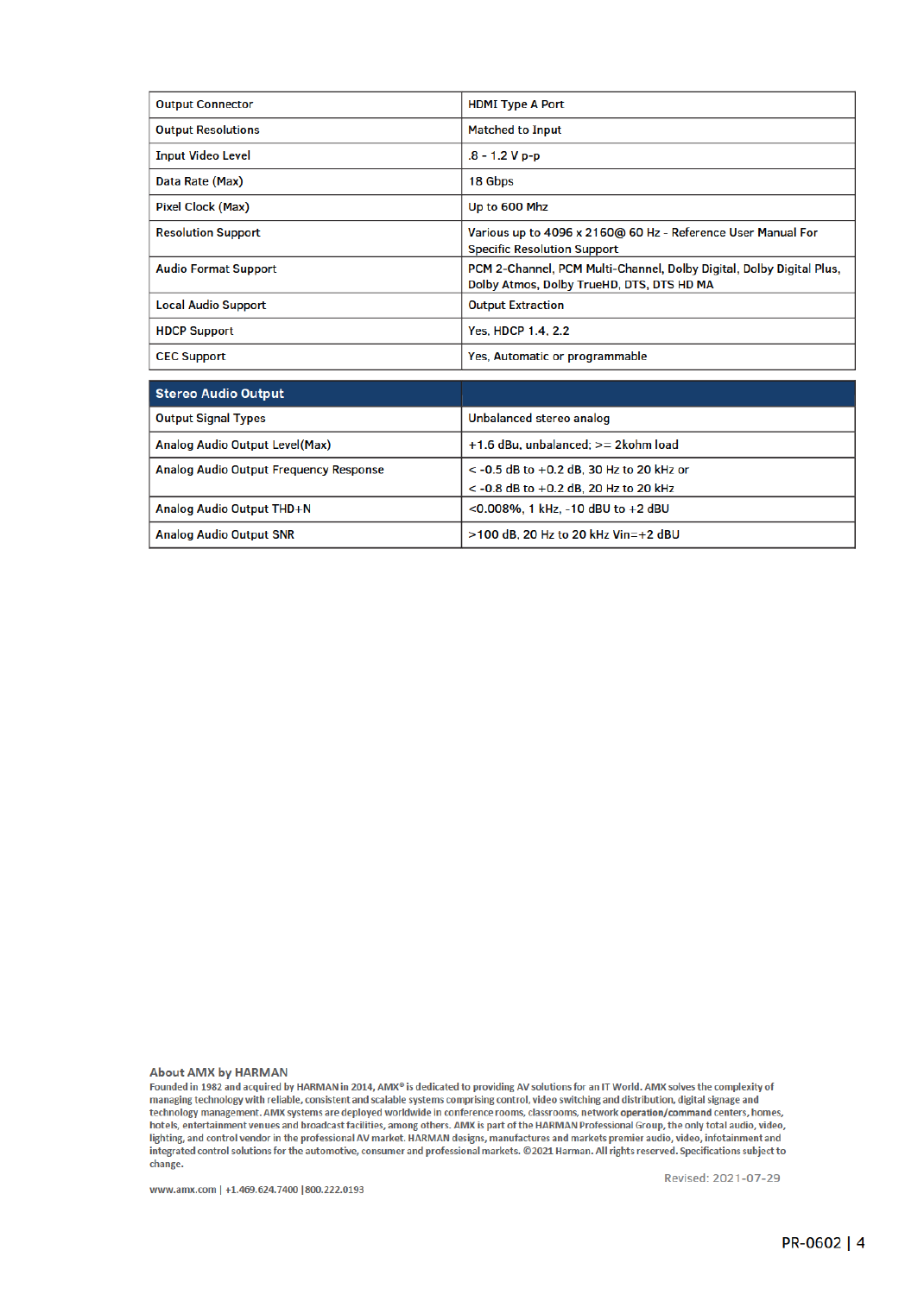| | |
|---|---|
| Output Connector | HDMI Type A Port |
| Output Resolutions | Matched to Input |
| Input Video Level | .8 - 1.2 V p-p |
| Data Rate (Max) | 18 Gbps |
| Pixel Clock (Max) | Up to 600 Mhz |
| Resolution Support | Various up to 4096 x 2160@ 60 Hz - Reference User Manual For Specific Resolution Support |
| Audio Format Support | PCM 2-Channel, PCM Multi-Channel, Dolby Digital, Dolby Digital Plus, Dolby Atmos, Dolby TrueHD, DTS, DTS HD MA |
| Local Audio Support | Output Extraction |
| HDCP Support | Yes, HDCP 1.4, 2.2 |
| CEC Support | Yes, Automatic or programmable |

| **Stereo Audio Output** | |
|---|---|
| Output Signal Types | Unbalanced stereo analog |
| Analog Audio Output Level(Max) | +1.6 dBu, unbalanced; >= 2kohm load |
| Analog Audio Output Frequency Response | < -0.5 dB to +0.2 dB, 30 Hz to 20 kHz or < -0.8 dB to +0.2 dB, 20 Hz to 20 kHz |
| Analog Audio Output THD+N | <0.008%, 1 kHz, -10 dBU to +2 dBU |
| Analog Audio Output SNR | >100 dB, 20 Hz to 20 kHz Vin=+2 dBU |

**About AMX by HARMAN**

Founded in 1982 and acquired by HARMAN in 2014, AMX® is dedicated to providing AV solutions for an IT World. AMX solves the complexity of managing technology with reliable, consistent and scalable systems comprising control, video switching and distribution, digital signage and technology management. AMX systems are deployed worldwide in conference rooms, classrooms, network operation/command centers, homes, hotels, entertainment venues and broadcast facilities, among others. AMX is part of the HARMAN Professional Group, the only total audio, video, lighting, and control vendor in the professional AV market. HARMAN designs, manufactures and markets premier audio, video, infotainment and integrated control solutions for the automotive, consumer and professional markets. ©2021 Harman. All rights reserved. Specifications subject to change.

Revised: 2021-07-29

www.amx.com | +1.469.624.7400 | 800.222.0193

PR-0602